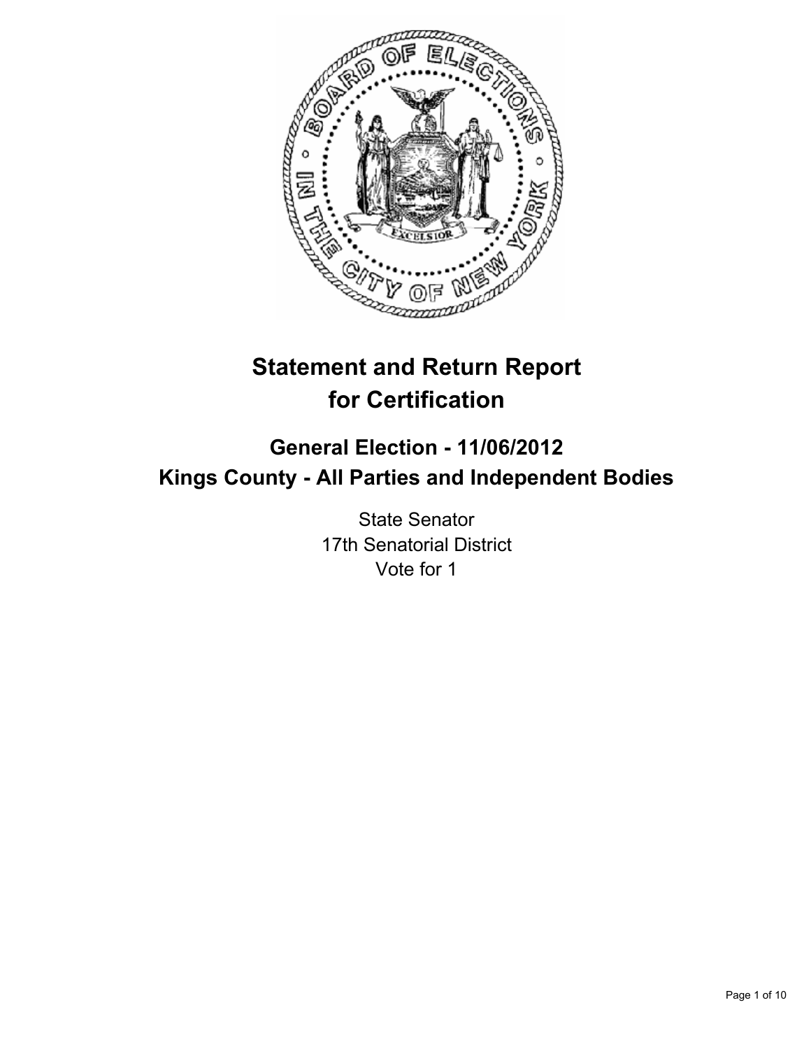# Statement and Return Report for Certification

## General Election - 11/06/2012
## Kings County - All Parties and Independent Bodies

State Senator
17th Senatorial District
Vote for 1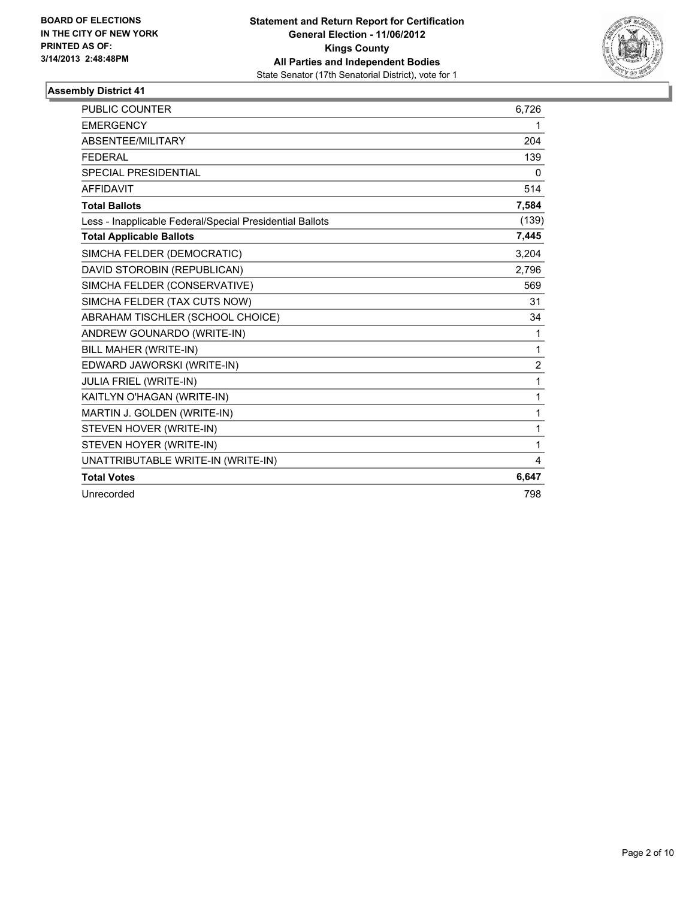**BOARD OF ELECTIONS IN THE CITY OF NEW YORK PRINTED AS OF: 3/14/2013 2:48:48PM**

**Statement and Return Report for Certification**
**General Election - 11/06/2012**
**Kings County**
**All Parties and Independent Bodies**
State Senator (17th Senatorial District), vote for 1

## Assembly District 41

| | |
|---|---|
| PUBLIC COUNTER | 6,726 |
| EMERGENCY | 1 |
| ABSENTEE/MILITARY | 204 |
| FEDERAL | 139 |
| SPECIAL PRESIDENTIAL | 0 |
| AFFIDAVIT | 514 |
| **Total Ballots** | **7,584** |
| Less - Inapplicable Federal/Special Presidential Ballots | (139) |
| **Total Applicable Ballots** | **7,445** |
| SIMCHA FELDER (DEMOCRATIC) | 3,204 |
| DAVID STOROBIN (REPUBLICAN) | 2,796 |
| SIMCHA FELDER (CONSERVATIVE) | 569 |
| SIMCHA FELDER (TAX CUTS NOW) | 31 |
| ABRAHAM TISCHLER (SCHOOL CHOICE) | 34 |
| ANDREW GOUNARDO (WRITE-IN) | 1 |
| BILL MAHER (WRITE-IN) | 1 |
| EDWARD JAWORSKI (WRITE-IN) | 2 |
| JULIA FRIEL (WRITE-IN) | 1 |
| KAITLYN O'HAGAN (WRITE-IN) | 1 |
| MARTIN J. GOLDEN (WRITE-IN) | 1 |
| STEVEN HOVER (WRITE-IN) | 1 |
| STEVEN HOYER (WRITE-IN) | 1 |
| UNATTRIBUTABLE WRITE-IN (WRITE-IN) | 4 |
| **Total Votes** | **6,647** |
| Unrecorded | 798 |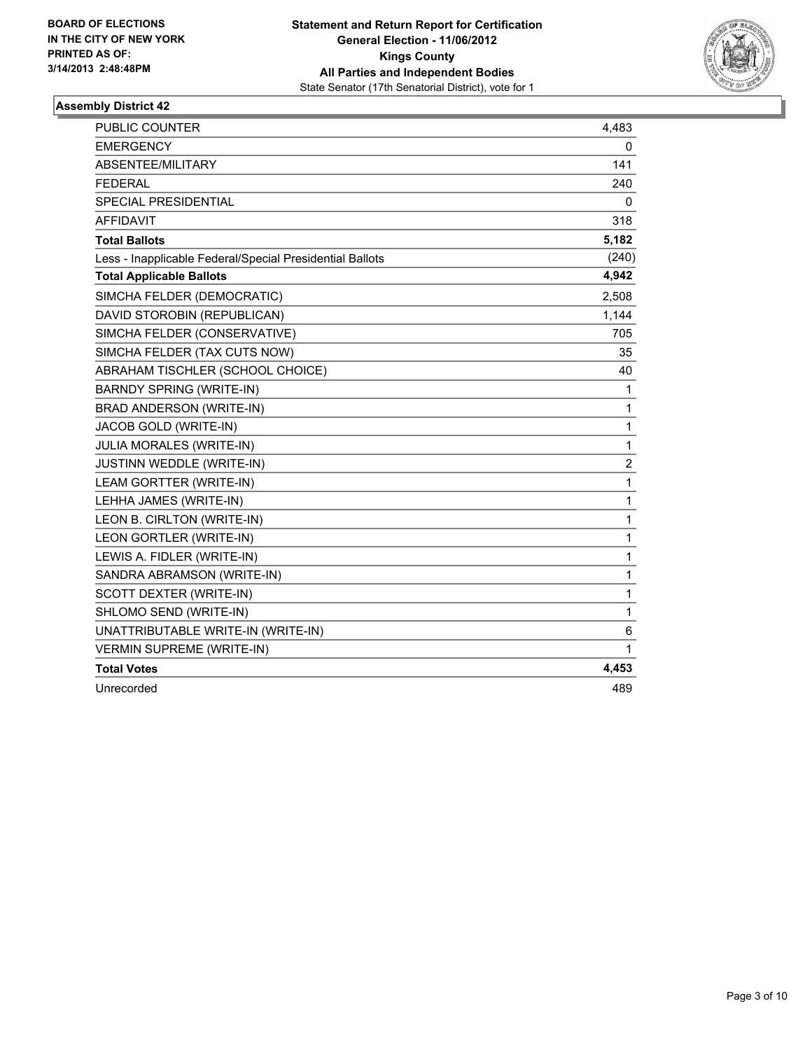BOARD OF ELECTIONS
IN THE CITY OF NEW YORK
PRINTED AS OF:
3/14/2013 2:48:48PM

**Statement and Return Report for Certification**
**General Election - 11/06/2012**
**Kings County**
**All Parties and Independent Bodies**
State Senator (17th Senatorial District), vote for 1

### Assembly District 42

| | |
|---|---|
| PUBLIC COUNTER | 4,483 |
| EMERGENCY | 0 |
| ABSENTEE/MILITARY | 141 |
| FEDERAL | 240 |
| SPECIAL PRESIDENTIAL | 0 |
| AFFIDAVIT | 318 |
| **Total Ballots** | **5,182** |
| Less - Inapplicable Federal/Special Presidential Ballots | (240) |
| **Total Applicable Ballots** | **4,942** |
| SIMCHA FELDER (DEMOCRATIC) | 2,508 |
| DAVID STOROBIN (REPUBLICAN) | 1,144 |
| SIMCHA FELDER (CONSERVATIVE) | 705 |
| SIMCHA FELDER (TAX CUTS NOW) | 35 |
| ABRAHAM TISCHLER (SCHOOL CHOICE) | 40 |
| BARNDY SPRING (WRITE-IN) | 1 |
| BRAD ANDERSON (WRITE-IN) | 1 |
| JACOB GOLD (WRITE-IN) | 1 |
| JULIA MORALES (WRITE-IN) | 1 |
| JUSTINN WEDDLE (WRITE-IN) | 2 |
| LEAM GORTTER (WRITE-IN) | 1 |
| LEHHA JAMES (WRITE-IN) | 1 |
| LEON B. CIRLTON (WRITE-IN) | 1 |
| LEON GORTLER (WRITE-IN) | 1 |
| LEWIS A. FIDLER (WRITE-IN) | 1 |
| SANDRA ABRAMSON (WRITE-IN) | 1 |
| SCOTT DEXTER (WRITE-IN) | 1 |
| SHLOMO SEND (WRITE-IN) | 1 |
| UNATTRIBUTABLE WRITE-IN (WRITE-IN) | 6 |
| VERMIN SUPREME (WRITE-IN) | 1 |
| **Total Votes** | **4,453** |
| Unrecorded | 489 |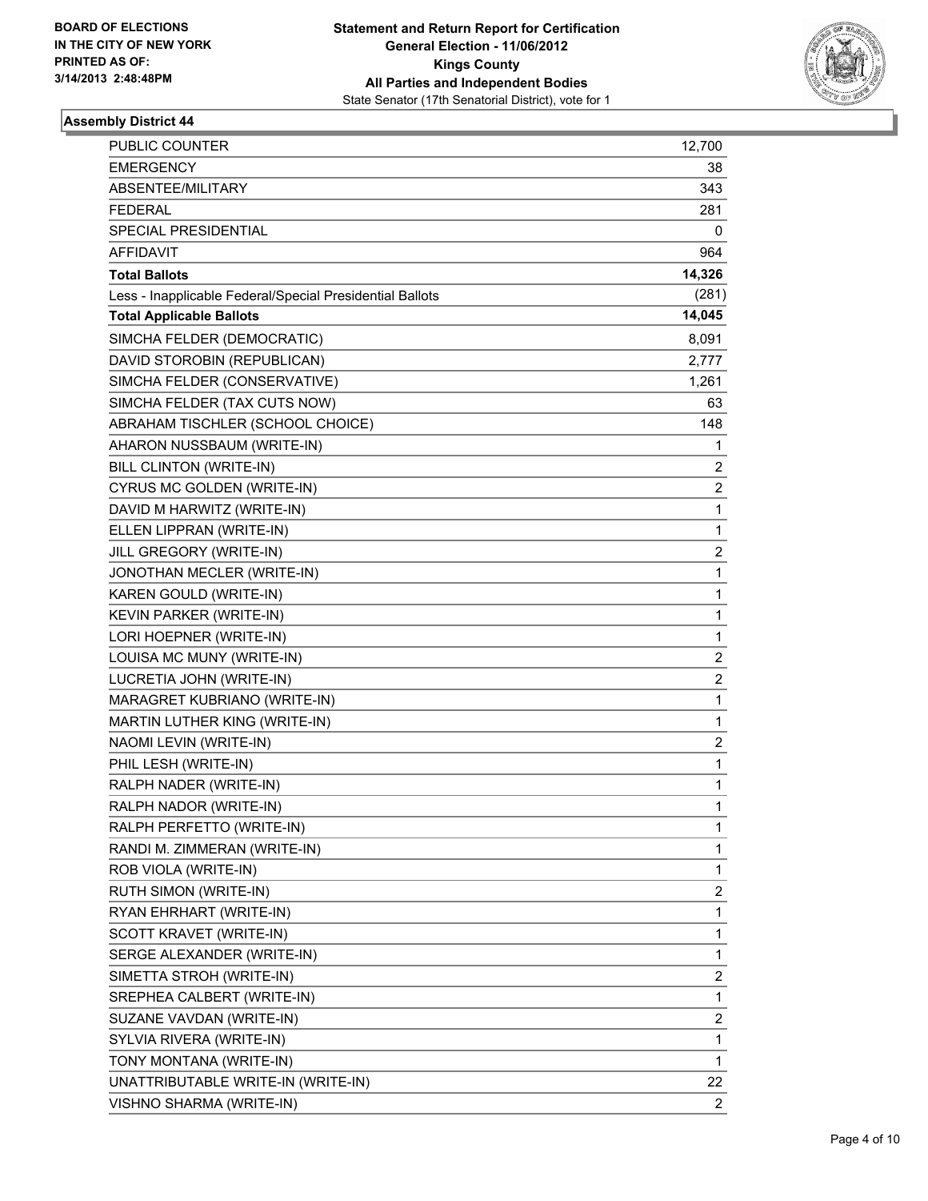**BOARD OF ELECTIONS IN THE CITY OF NEW YORK**
**PRINTED AS OF: 3/14/2013 2:48:48PM**

**Statement and Return Report for Certification**
**General Election - 11/06/2012**
**Kings County**
**All Parties and Independent Bodies**
State Senator (17th Senatorial District), vote for 1

### Assembly District 44

| | |
|---|---|
| PUBLIC COUNTER | 12,700 |
| EMERGENCY | 38 |
| ABSENTEE/MILITARY | 343 |
| FEDERAL | 281 |
| SPECIAL PRESIDENTIAL | 0 |
| AFFIDAVIT | 964 |
| **Total Ballots** | **14,326** |
| Less - Inapplicable Federal/Special Presidential Ballots | (281) |
| **Total Applicable Ballots** | **14,045** |
| SIMCHA FELDER (DEMOCRATIC) | 8,091 |
| DAVID STOROBIN (REPUBLICAN) | 2,777 |
| SIMCHA FELDER (CONSERVATIVE) | 1,261 |
| SIMCHA FELDER (TAX CUTS NOW) | 63 |
| ABRAHAM TISCHLER (SCHOOL CHOICE) | 148 |
| AHARON NUSSBAUM (WRITE-IN) | 1 |
| BILL CLINTON (WRITE-IN) | 2 |
| CYRUS MC GOLDEN (WRITE-IN) | 2 |
| DAVID M HARWITZ (WRITE-IN) | 1 |
| ELLEN LIPPRAN (WRITE-IN) | 1 |
| JILL GREGORY (WRITE-IN) | 2 |
| JONOTHAN MECLER (WRITE-IN) | 1 |
| KAREN GOULD (WRITE-IN) | 1 |
| KEVIN PARKER (WRITE-IN) | 1 |
| LORI HOEPNER (WRITE-IN) | 1 |
| LOUISA MC MUNY (WRITE-IN) | 2 |
| LUCRETIA JOHN (WRITE-IN) | 2 |
| MARAGRET KUBRIANO (WRITE-IN) | 1 |
| MARTIN LUTHER KING (WRITE-IN) | 1 |
| NAOMI LEVIN (WRITE-IN) | 2 |
| PHIL LESH (WRITE-IN) | 1 |
| RALPH NADER (WRITE-IN) | 1 |
| RALPH NADOR (WRITE-IN) | 1 |
| RALPH PERFETTO (WRITE-IN) | 1 |
| RANDI M. ZIMMERAN (WRITE-IN) | 1 |
| ROB VIOLA (WRITE-IN) | 1 |
| RUTH SIMON (WRITE-IN) | 2 |
| RYAN EHRHART (WRITE-IN) | 1 |
| SCOTT KRAVET (WRITE-IN) | 1 |
| SERGE ALEXANDER (WRITE-IN) | 1 |
| SIMETTA STROH (WRITE-IN) | 2 |
| SREPHEA CALBERT (WRITE-IN) | 1 |
| SUZANE VAVDAN (WRITE-IN) | 2 |
| SYLVIA RIVERA (WRITE-IN) | 1 |
| TONY MONTANA (WRITE-IN) | 1 |
| UNATTRIBUTABLE WRITE-IN (WRITE-IN) | 22 |
| VISHNO SHARMA (WRITE-IN) | 2 |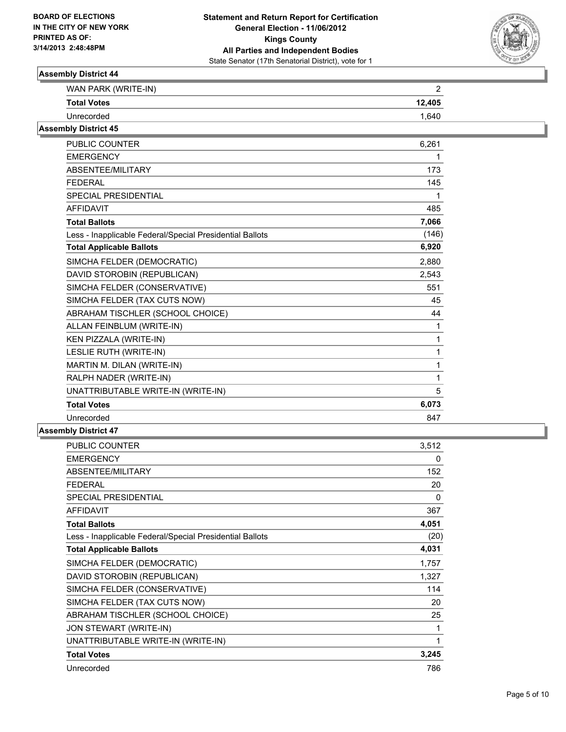**Statement and Return Report for Certification**
**General Election - 11/06/2012**
**Kings County**
**All Parties and Independent Bodies**
State Senator (17th Senatorial District), vote for 1

**BOARD OF ELECTIONS IN THE CITY OF NEW YORK**
**PRINTED AS OF: 3/14/2013 2:48:48PM**

### Assembly District 44

| | |
|---|---|
| WAN PARK (WRITE-IN) | 2 |
| **Total Votes** | **12,405** |
| Unrecorded | 1,640 |

### Assembly District 45

| | |
|---|---|
| PUBLIC COUNTER | 6,261 |
| EMERGENCY | 1 |
| ABSENTEE/MILITARY | 173 |
| FEDERAL | 145 |
| SPECIAL PRESIDENTIAL | 1 |
| AFFIDAVIT | 485 |
| **Total Ballots** | **7,066** |
| Less - Inapplicable Federal/Special Presidential Ballots | (146) |
| **Total Applicable Ballots** | **6,920** |
| SIMCHA FELDER (DEMOCRATIC) | 2,880 |
| DAVID STOROBIN (REPUBLICAN) | 2,543 |
| SIMCHA FELDER (CONSERVATIVE) | 551 |
| SIMCHA FELDER (TAX CUTS NOW) | 45 |
| ABRAHAM TISCHLER (SCHOOL CHOICE) | 44 |
| ALLAN FEINBLUM (WRITE-IN) | 1 |
| KEN PIZZALA (WRITE-IN) | 1 |
| LESLIE RUTH (WRITE-IN) | 1 |
| MARTIN M. DILAN (WRITE-IN) | 1 |
| RALPH NADER (WRITE-IN) | 1 |
| UNATTRIBUTABLE WRITE-IN (WRITE-IN) | 5 |
| **Total Votes** | **6,073** |
| Unrecorded | 847 |

### Assembly District 47

| | |
|---|---|
| PUBLIC COUNTER | 3,512 |
| EMERGENCY | 0 |
| ABSENTEE/MILITARY | 152 |
| FEDERAL | 20 |
| SPECIAL PRESIDENTIAL | 0 |
| AFFIDAVIT | 367 |
| **Total Ballots** | **4,051** |
| Less - Inapplicable Federal/Special Presidential Ballots | (20) |
| **Total Applicable Ballots** | **4,031** |
| SIMCHA FELDER (DEMOCRATIC) | 1,757 |
| DAVID STOROBIN (REPUBLICAN) | 1,327 |
| SIMCHA FELDER (CONSERVATIVE) | 114 |
| SIMCHA FELDER (TAX CUTS NOW) | 20 |
| ABRAHAM TISCHLER (SCHOOL CHOICE) | 25 |
| JON STEWART (WRITE-IN) | 1 |
| UNATTRIBUTABLE WRITE-IN (WRITE-IN) | 1 |
| **Total Votes** | **3,245** |
| Unrecorded | 786 |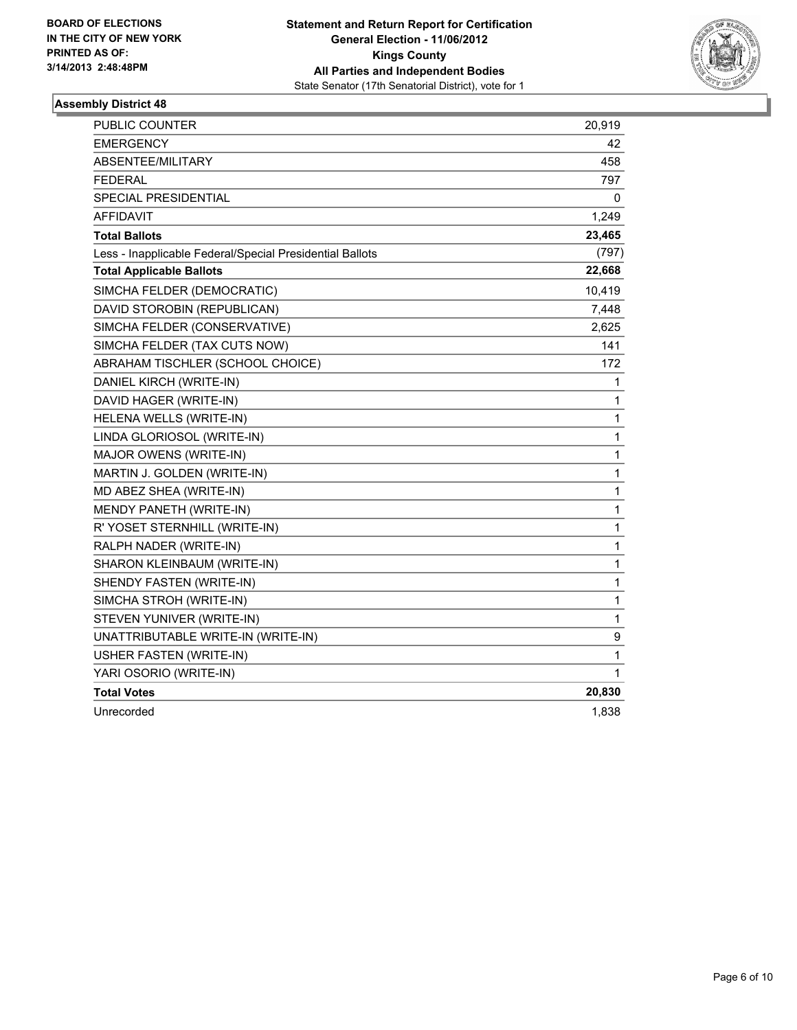**BOARD OF ELECTIONS**
**IN THE CITY OF NEW YORK**
**PRINTED AS OF:**
**3/14/2013 2:48:48PM**

**Statement and Return Report for Certification**
**General Election - 11/06/2012**
**Kings County**
**All Parties and Independent Bodies**
State Senator (17th Senatorial District), vote for 1

### Assembly District 48

| | |
|---|---|
| PUBLIC COUNTER | 20,919 |
| EMERGENCY | 42 |
| ABSENTEE/MILITARY | 458 |
| FEDERAL | 797 |
| SPECIAL PRESIDENTIAL | 0 |
| AFFIDAVIT | 1,249 |
| **Total Ballots** | **23,465** |
| Less - Inapplicable Federal/Special Presidential Ballots | (797) |
| **Total Applicable Ballots** | **22,668** |
| SIMCHA FELDER (DEMOCRATIC) | 10,419 |
| DAVID STOROBIN (REPUBLICAN) | 7,448 |
| SIMCHA FELDER (CONSERVATIVE) | 2,625 |
| SIMCHA FELDER (TAX CUTS NOW) | 141 |
| ABRAHAM TISCHLER (SCHOOL CHOICE) | 172 |
| DANIEL KIRCH (WRITE-IN) | 1 |
| DAVID HAGER (WRITE-IN) | 1 |
| HELENA WELLS (WRITE-IN) | 1 |
| LINDA GLORIOSOL (WRITE-IN) | 1 |
| MAJOR OWENS (WRITE-IN) | 1 |
| MARTIN J. GOLDEN (WRITE-IN) | 1 |
| MD ABEZ SHEA (WRITE-IN) | 1 |
| MENDY PANETH (WRITE-IN) | 1 |
| R' YOSET STERNHILL (WRITE-IN) | 1 |
| RALPH NADER (WRITE-IN) | 1 |
| SHARON KLEINBAUM (WRITE-IN) | 1 |
| SHENDY FASTEN (WRITE-IN) | 1 |
| SIMCHA STROH (WRITE-IN) | 1 |
| STEVEN YUNIVER (WRITE-IN) | 1 |
| UNATTRIBUTABLE WRITE-IN (WRITE-IN) | 9 |
| USHER FASTEN (WRITE-IN) | 1 |
| YARI OSORIO (WRITE-IN) | 1 |
| **Total Votes** | **20,830** |
| Unrecorded | 1,838 |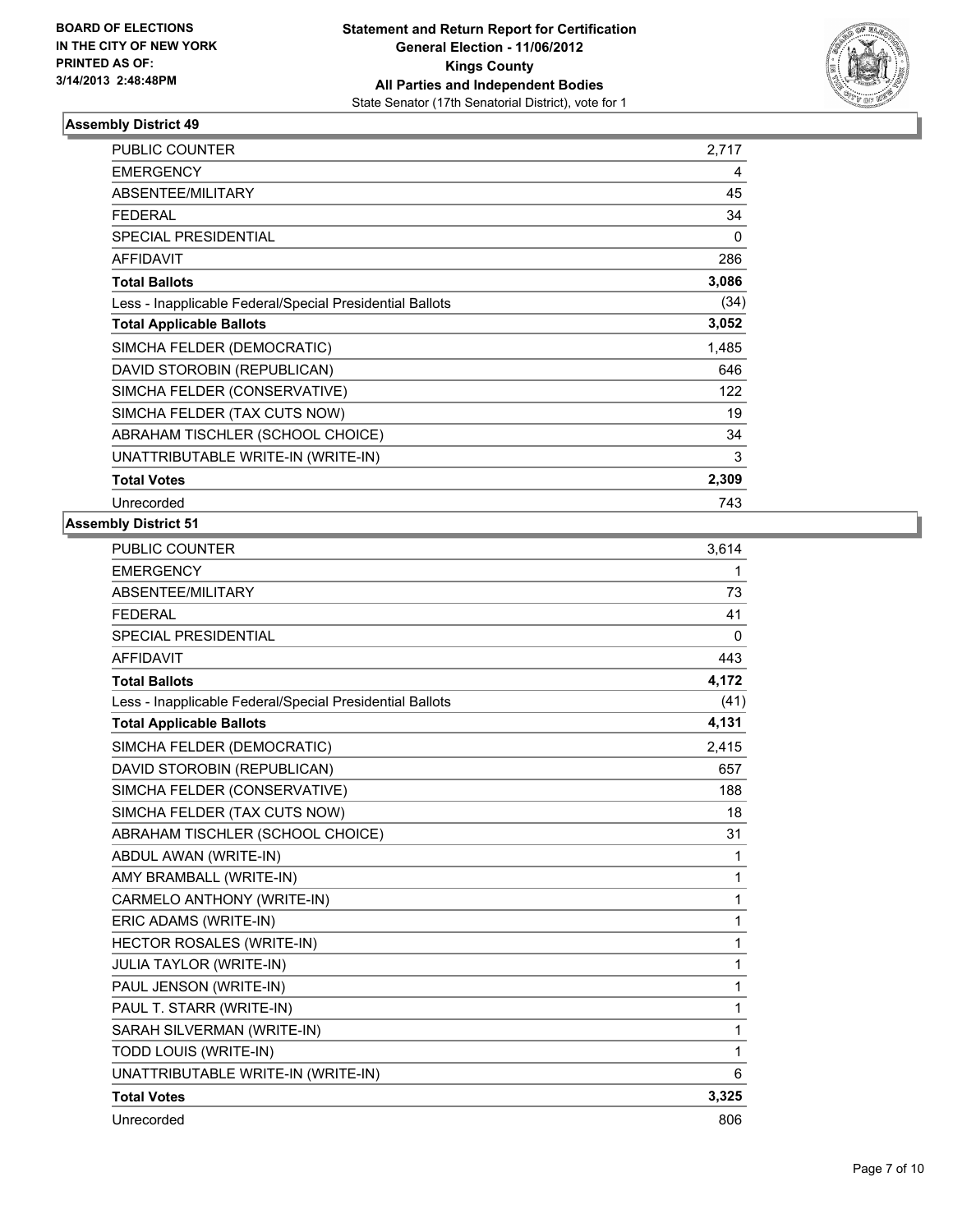**BOARD OF ELECTIONS IN THE CITY OF NEW YORK PRINTED AS OF: 3/14/2013 2:48:48PM**

**Statement and Return Report for Certification**
**General Election - 11/06/2012**
**Kings County**
**All Parties and Independent Bodies**
State Senator (17th Senatorial District), vote for 1

### Assembly District 49

| | |
|---|---|
| PUBLIC COUNTER | 2,717 |
| EMERGENCY | 4 |
| ABSENTEE/MILITARY | 45 |
| FEDERAL | 34 |
| SPECIAL PRESIDENTIAL | 0 |
| AFFIDAVIT | 286 |
| **Total Ballots** | **3,086** |
| Less - Inapplicable Federal/Special Presidential Ballots | (34) |
| **Total Applicable Ballots** | **3,052** |
| SIMCHA FELDER (DEMOCRATIC) | 1,485 |
| DAVID STOROBIN (REPUBLICAN) | 646 |
| SIMCHA FELDER (CONSERVATIVE) | 122 |
| SIMCHA FELDER (TAX CUTS NOW) | 19 |
| ABRAHAM TISCHLER (SCHOOL CHOICE) | 34 |
| UNATTRIBUTABLE WRITE-IN (WRITE-IN) | 3 |
| **Total Votes** | **2,309** |
| Unrecorded | 743 |

### Assembly District 51

| | |
|---|---|
| PUBLIC COUNTER | 3,614 |
| EMERGENCY | 1 |
| ABSENTEE/MILITARY | 73 |
| FEDERAL | 41 |
| SPECIAL PRESIDENTIAL | 0 |
| AFFIDAVIT | 443 |
| **Total Ballots** | **4,172** |
| Less - Inapplicable Federal/Special Presidential Ballots | (41) |
| **Total Applicable Ballots** | **4,131** |
| SIMCHA FELDER (DEMOCRATIC) | 2,415 |
| DAVID STOROBIN (REPUBLICAN) | 657 |
| SIMCHA FELDER (CONSERVATIVE) | 188 |
| SIMCHA FELDER (TAX CUTS NOW) | 18 |
| ABRAHAM TISCHLER (SCHOOL CHOICE) | 31 |
| ABDUL AWAN (WRITE-IN) | 1 |
| AMY BRAMBALL (WRITE-IN) | 1 |
| CARMELO ANTHONY (WRITE-IN) | 1 |
| ERIC ADAMS (WRITE-IN) | 1 |
| HECTOR ROSALES (WRITE-IN) | 1 |
| JULIA TAYLOR (WRITE-IN) | 1 |
| PAUL JENSON (WRITE-IN) | 1 |
| PAUL T. STARR (WRITE-IN) | 1 |
| SARAH SILVERMAN (WRITE-IN) | 1 |
| TODD LOUIS (WRITE-IN) | 1 |
| UNATTRIBUTABLE WRITE-IN (WRITE-IN) | 6 |
| **Total Votes** | **3,325** |
| Unrecorded | 806 |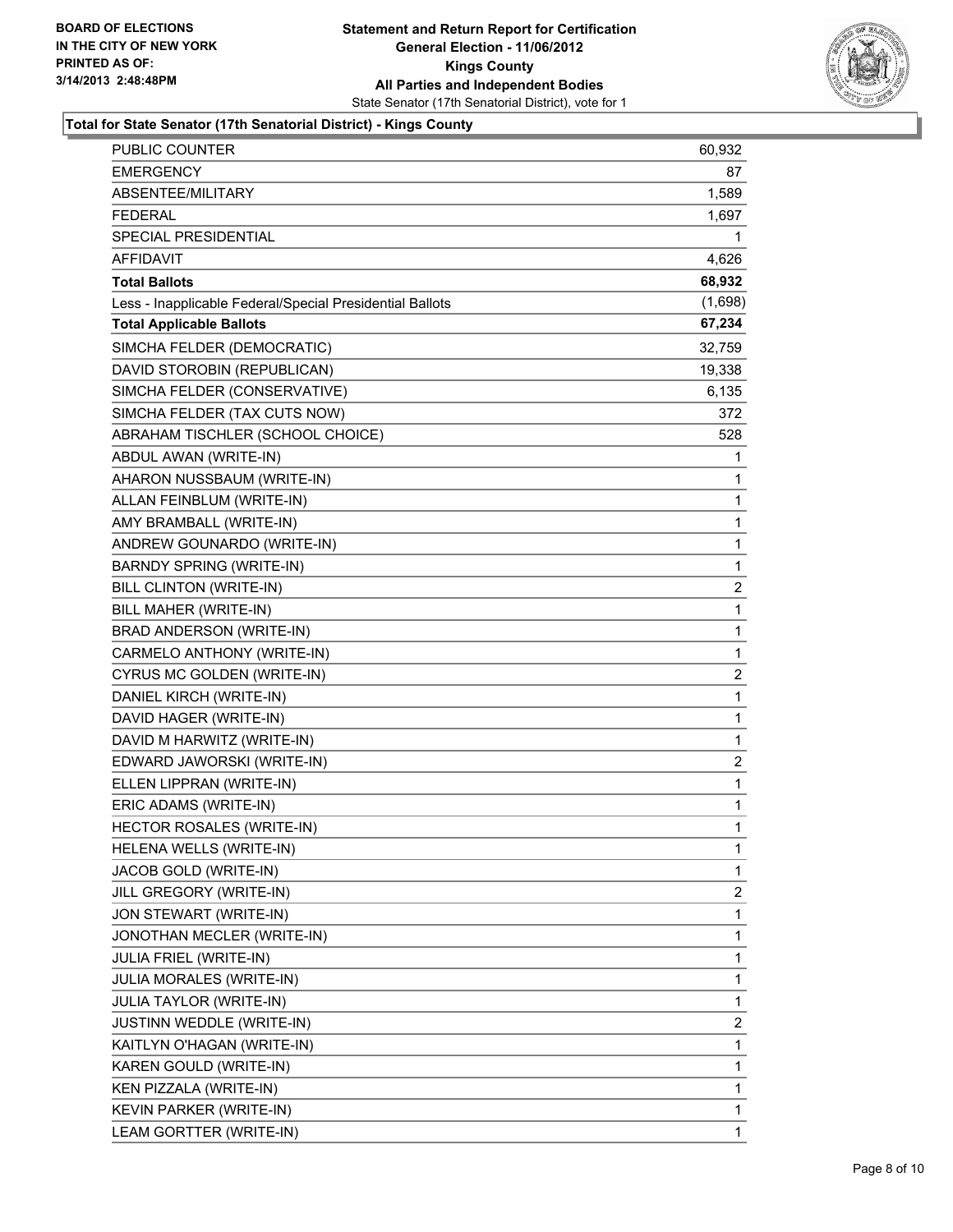**BOARD OF ELECTIONS IN THE CITY OF NEW YORK PRINTED AS OF: 3/14/2013 2:48:48PM**

**Statement and Return Report for Certification**
**General Election - 11/06/2012**
**Kings County**
**All Parties and Independent Bodies**
State Senator (17th Senatorial District), vote for 1

**Total for State Senator (17th Senatorial District) - Kings County**

| | |
|---|---|
| PUBLIC COUNTER | 60,932 |
| EMERGENCY | 87 |
| ABSENTEE/MILITARY | 1,589 |
| FEDERAL | 1,697 |
| SPECIAL PRESIDENTIAL | 1 |
| AFFIDAVIT | 4,626 |
| **Total Ballots** | **68,932** |
| Less - Inapplicable Federal/Special Presidential Ballots | (1,698) |
| **Total Applicable Ballots** | **67,234** |
| SIMCHA FELDER (DEMOCRATIC) | 32,759 |
| DAVID STOROBIN (REPUBLICAN) | 19,338 |
| SIMCHA FELDER (CONSERVATIVE) | 6,135 |
| SIMCHA FELDER (TAX CUTS NOW) | 372 |
| ABRAHAM TISCHLER (SCHOOL CHOICE) | 528 |
| ABDUL AWAN (WRITE-IN) | 1 |
| AHARON NUSSBAUM (WRITE-IN) | 1 |
| ALLAN FEINBLUM (WRITE-IN) | 1 |
| AMY BRAMBALL (WRITE-IN) | 1 |
| ANDREW GOUNARDO (WRITE-IN) | 1 |
| BARNDY SPRING (WRITE-IN) | 1 |
| BILL CLINTON (WRITE-IN) | 2 |
| BILL MAHER (WRITE-IN) | 1 |
| BRAD ANDERSON (WRITE-IN) | 1 |
| CARMELO ANTHONY (WRITE-IN) | 1 |
| CYRUS MC GOLDEN (WRITE-IN) | 2 |
| DANIEL KIRCH (WRITE-IN) | 1 |
| DAVID HAGER (WRITE-IN) | 1 |
| DAVID M HARWITZ (WRITE-IN) | 1 |
| EDWARD JAWORSKI (WRITE-IN) | 2 |
| ELLEN LIPPRAN (WRITE-IN) | 1 |
| ERIC ADAMS (WRITE-IN) | 1 |
| HECTOR ROSALES (WRITE-IN) | 1 |
| HELENA WELLS (WRITE-IN) | 1 |
| JACOB GOLD (WRITE-IN) | 1 |
| JILL GREGORY (WRITE-IN) | 2 |
| JON STEWART (WRITE-IN) | 1 |
| JONOTHAN MECLER (WRITE-IN) | 1 |
| JULIA FRIEL (WRITE-IN) | 1 |
| JULIA MORALES (WRITE-IN) | 1 |
| JULIA TAYLOR (WRITE-IN) | 1 |
| JUSTINN WEDDLE (WRITE-IN) | 2 |
| KAITLYN O'HAGAN (WRITE-IN) | 1 |
| KAREN GOULD (WRITE-IN) | 1 |
| KEN PIZZALA (WRITE-IN) | 1 |
| KEVIN PARKER (WRITE-IN) | 1 |
| LEAM GORTTER (WRITE-IN) | 1 |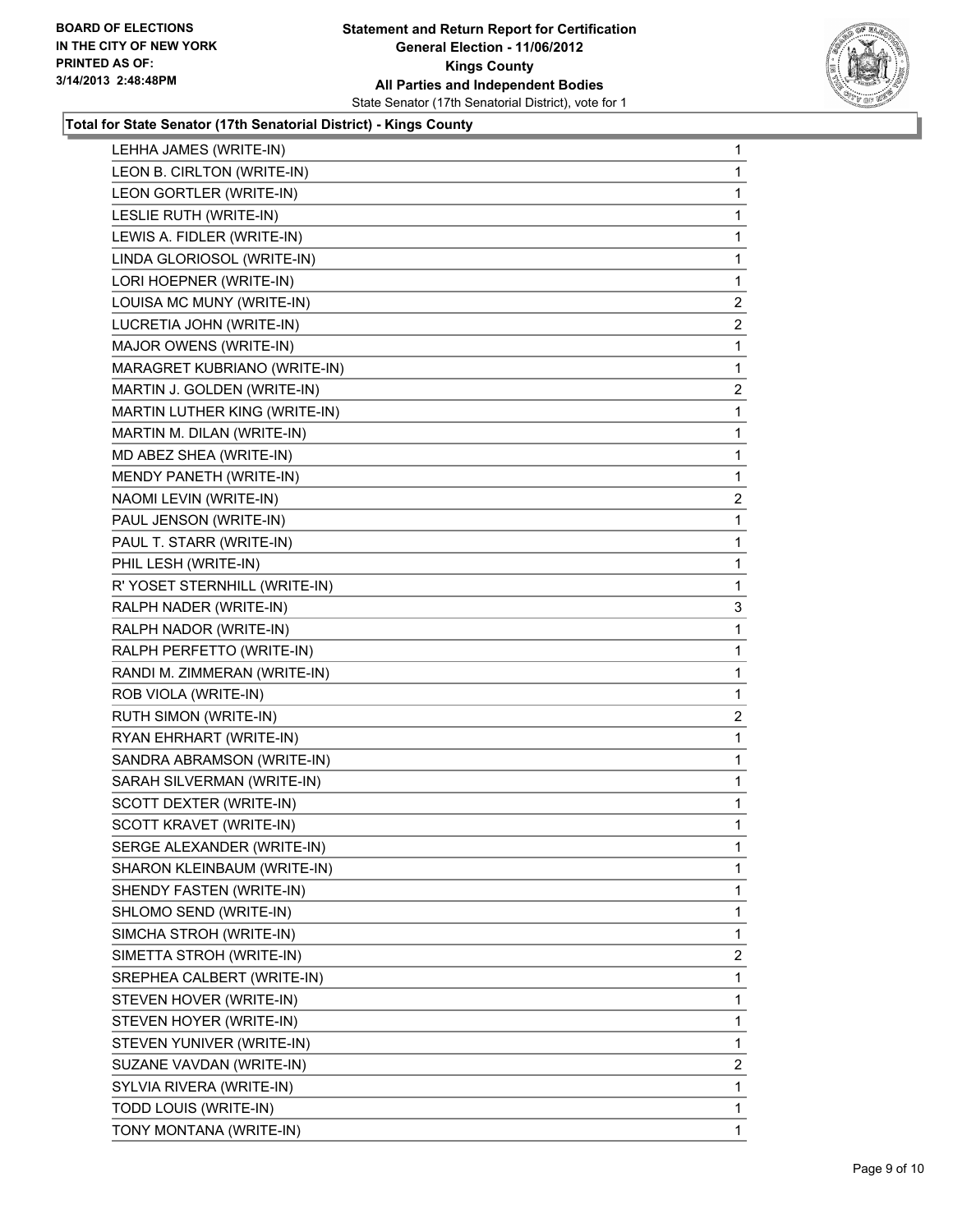**Total for State Senator (17th Senatorial District) - Kings County**

| Candidate | Votes |
|---|---|
| LEHHA JAMES (WRITE-IN) | 1 |
| LEON B. CIRLTON (WRITE-IN) | 1 |
| LEON GORTLER (WRITE-IN) | 1 |
| LESLIE RUTH (WRITE-IN) | 1 |
| LEWIS A. FIDLER (WRITE-IN) | 1 |
| LINDA GLORIOSOL (WRITE-IN) | 1 |
| LORI HOEPNER (WRITE-IN) | 1 |
| LOUISA MC MUNY (WRITE-IN) | 2 |
| LUCRETIA JOHN (WRITE-IN) | 2 |
| MAJOR OWENS (WRITE-IN) | 1 |
| MARAGRET KUBRIANO (WRITE-IN) | 1 |
| MARTIN J. GOLDEN (WRITE-IN) | 2 |
| MARTIN LUTHER KING (WRITE-IN) | 1 |
| MARTIN M. DILAN (WRITE-IN) | 1 |
| MD ABEZ SHEA (WRITE-IN) | 1 |
| MENDY PANETH (WRITE-IN) | 1 |
| NAOMI LEVIN (WRITE-IN) | 2 |
| PAUL JENSON (WRITE-IN) | 1 |
| PAUL T. STARR (WRITE-IN) | 1 |
| PHIL LESH (WRITE-IN) | 1 |
| R' YOSET STERNHILL (WRITE-IN) | 1 |
| RALPH NADER (WRITE-IN) | 3 |
| RALPH NADOR (WRITE-IN) | 1 |
| RALPH PERFETTO (WRITE-IN) | 1 |
| RANDI M. ZIMMERAN (WRITE-IN) | 1 |
| ROB VIOLA (WRITE-IN) | 1 |
| RUTH SIMON (WRITE-IN) | 2 |
| RYAN EHRHART (WRITE-IN) | 1 |
| SANDRA ABRAMSON (WRITE-IN) | 1 |
| SARAH SILVERMAN (WRITE-IN) | 1 |
| SCOTT DEXTER (WRITE-IN) | 1 |
| SCOTT KRAVET (WRITE-IN) | 1 |
| SERGE ALEXANDER (WRITE-IN) | 1 |
| SHARON KLEINBAUM (WRITE-IN) | 1 |
| SHENDY FASTEN (WRITE-IN) | 1 |
| SHLOMO SEND (WRITE-IN) | 1 |
| SIMCHA STROH (WRITE-IN) | 1 |
| SIMETTA STROH (WRITE-IN) | 2 |
| SREPHEA CALBERT (WRITE-IN) | 1 |
| STEVEN HOVER (WRITE-IN) | 1 |
| STEVEN HOYER (WRITE-IN) | 1 |
| STEVEN YUNIVER (WRITE-IN) | 1 |
| SUZANE VAVDAN (WRITE-IN) | 2 |
| SYLVIA RIVERA (WRITE-IN) | 1 |
| TODD LOUIS (WRITE-IN) | 1 |
| TONY MONTANA (WRITE-IN) | 1 |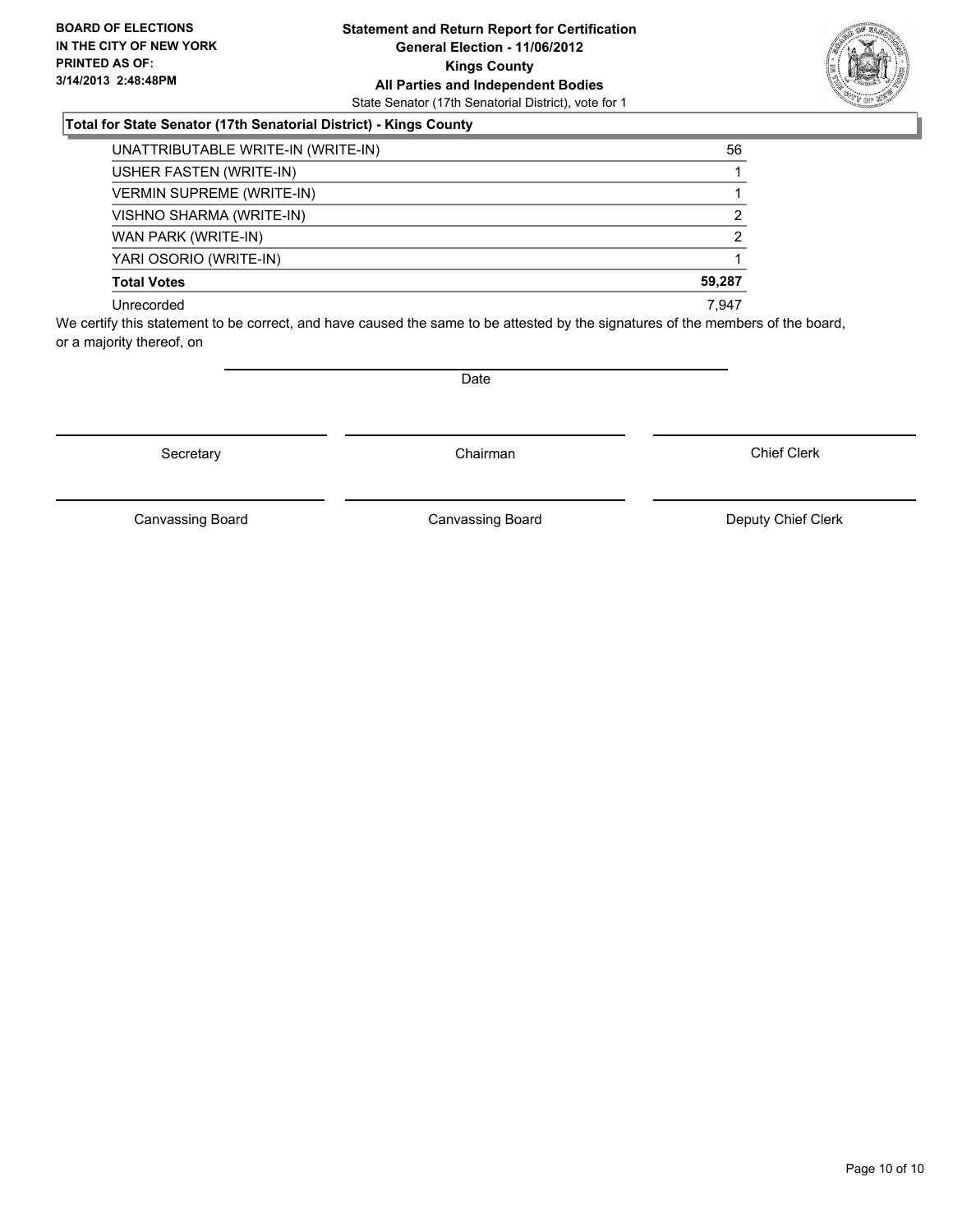**BOARD OF ELECTIONS IN THE CITY OF NEW YORK PRINTED AS OF: 3/14/2013 2:48:48PM**

**Statement and Return Report for Certification General Election - 11/06/2012 Kings County All Parties and Independent Bodies**

State Senator (17th Senatorial District), vote for 1

### Total for State Senator (17th Senatorial District) - Kings County

| | |
|---|---|
| UNATTRIBUTABLE WRITE-IN (WRITE-IN) | 56 |
| USHER FASTEN (WRITE-IN) | 1 |
| VERMIN SUPREME (WRITE-IN) | 1 |
| VISHNO SHARMA (WRITE-IN) | 2 |
| WAN PARK (WRITE-IN) | 2 |
| YARI OSORIO (WRITE-IN) | 1 |
| **Total Votes** | **59,287** |
| Unrecorded | 7,947 |

We certify this statement to be correct, and have caused the same to be attested by the signatures of the members of the board, or a majority thereof, on

Date

Secretary

Chairman

Chief Clerk

Canvassing Board

Canvassing Board

Deputy Chief Clerk